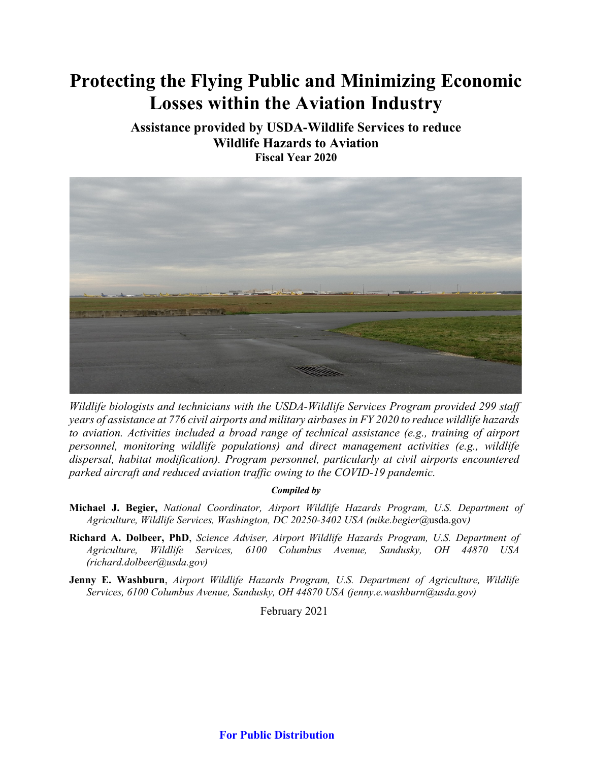# Protecting the Flying Public and Minimizing Economic Losses within the Aviation Industry

## Assistance provided by USDA-Wildlife Services to reduce Wildlife Hazards to Aviation

### Fiscal Year 2020

*Wildlife biologists and technicians with the USDA-Wildlife Services Program provided 299 staff years of assistance at 776 civil airports and military airbases in FY 2020 to reduce wildlife hazards to aviation. Activities included a broad range of technical assistance (e.g., training of airport personnel, monitoring wildlife populations) and direct management activities (e.g., wildlife dispersal, habitat modification). Program personnel, particularly at civil airports encountered parked aircraft and reduced aviation traffic owing to the COVID-19 pandemic.*

***Compiled by***

**Michael J. Begier,** *National Coordinator, Airport Wildlife Hazards Program, U.S. Department of Agriculture, Wildlife Services, Washington, DC 20250-3402 USA (mike.begier@usda.gov)*

**Richard A. Dolbeer, PhD**, *Science Adviser, Airport Wildlife Hazards Program, U.S. Department of Agriculture, Wildlife Services, 6100 Columbus Avenue, Sandusky, OH 44870 USA (richard.dolbeer@usda.gov)*

**Jenny E. Washburn**, *Airport Wildlife Hazards Program, U.S. Department of Agriculture, Wildlife Services, 6100 Columbus Avenue, Sandusky, OH 44870 USA (jenny.e.washburn@usda.gov)*

February 2021

**For Public Distribution**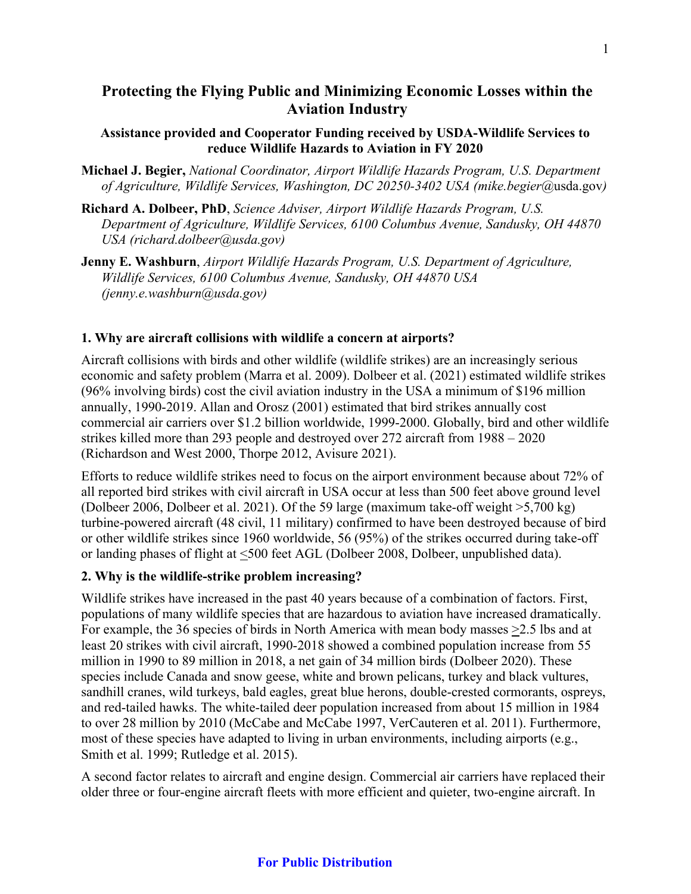# Protecting the Flying Public and Minimizing Economic Losses within the Aviation Industry

**Assistance provided and Cooperator Funding received by USDA-Wildlife Services to reduce Wildlife Hazards to Aviation in FY 2020**

**Michael J. Begier,** *National Coordinator, Airport Wildlife Hazards Program, U.S. Department of Agriculture, Wildlife Services, Washington, DC 20250-3402 USA (mike.begier@usda.gov)*

**Richard A. Dolbeer, PhD**, *Science Adviser, Airport Wildlife Hazards Program, U.S. Department of Agriculture, Wildlife Services, 6100 Columbus Avenue, Sandusky, OH 44870 USA (richard.dolbeer@usda.gov)*

**Jenny E. Washburn**, *Airport Wildlife Hazards Program, U.S. Department of Agriculture, Wildlife Services, 6100 Columbus Avenue, Sandusky, OH 44870 USA (jenny.e.washburn@usda.gov)*

## 1. Why are aircraft collisions with wildlife a concern at airports?

Aircraft collisions with birds and other wildlife (wildlife strikes) are an increasingly serious economic and safety problem (Marra et al. 2009). Dolbeer et al. (2021) estimated wildlife strikes (96% involving birds) cost the civil aviation industry in the USA a minimum of $196 million annually, 1990-2019. Allan and Orosz (2001) estimated that bird strikes annually cost commercial air carriers over $1.2 billion worldwide, 1999-2000. Globally, bird and other wildlife strikes killed more than 293 people and destroyed over 272 aircraft from 1988 – 2020 (Richardson and West 2000, Thorpe 2012, Avisure 2021).

Efforts to reduce wildlife strikes need to focus on the airport environment because about 72% of all reported bird strikes with civil aircraft in USA occur at less than 500 feet above ground level (Dolbeer 2006, Dolbeer et al. 2021). Of the 59 large (maximum take-off weight >5,700 kg) turbine-powered aircraft (48 civil, 11 military) confirmed to have been destroyed because of bird or other wildlife strikes since 1960 worldwide, 56 (95%) of the strikes occurred during take-off or landing phases of flight at ≤500 feet AGL (Dolbeer 2008, Dolbeer, unpublished data).

## 2. Why is the wildlife-strike problem increasing?

Wildlife strikes have increased in the past 40 years because of a combination of factors. First, populations of many wildlife species that are hazardous to aviation have increased dramatically. For example, the 36 species of birds in North America with mean body masses ≥2.5 lbs and at least 20 strikes with civil aircraft, 1990-2018 showed a combined population increase from 55 million in 1990 to 89 million in 2018, a net gain of 34 million birds (Dolbeer 2020). These species include Canada and snow geese, white and brown pelicans, turkey and black vultures, sandhill cranes, wild turkeys, bald eagles, great blue herons, double-crested cormorants, ospreys, and red-tailed hawks. The white-tailed deer population increased from about 15 million in 1984 to over 28 million by 2010 (McCabe and McCabe 1997, VerCauteren et al. 2011). Furthermore, most of these species have adapted to living in urban environments, including airports (e.g., Smith et al. 1999; Rutledge et al. 2015).

A second factor relates to aircraft and engine design. Commercial air carriers have replaced their older three or four-engine aircraft fleets with more efficient and quieter, two-engine aircraft. In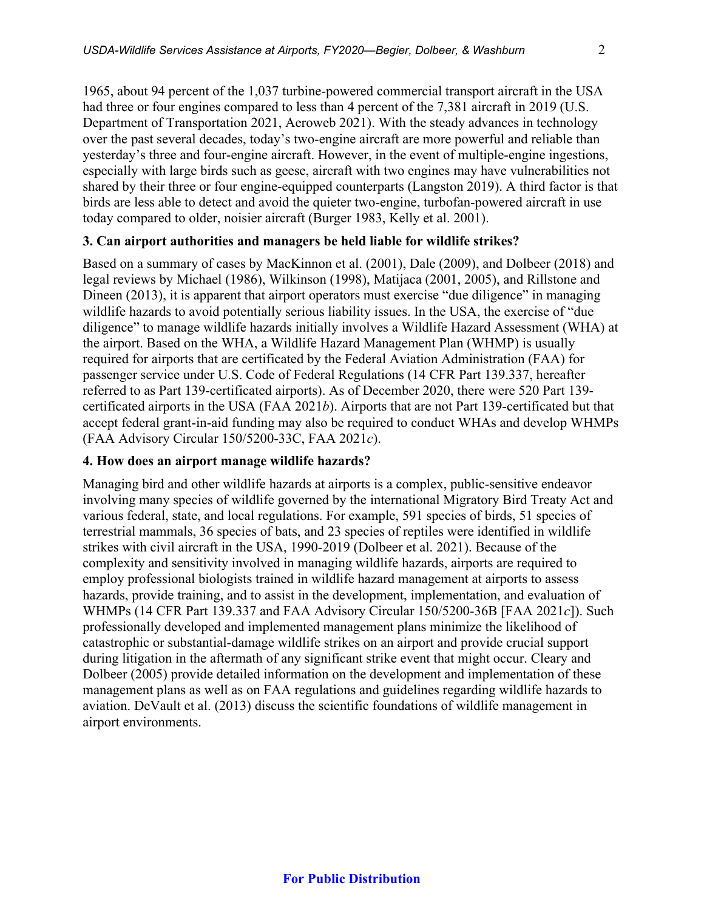1965, about 94 percent of the 1,037 turbine-powered commercial transport aircraft in the USA had three or four engines compared to less than 4 percent of the 7,381 aircraft in 2019 (U.S. Department of Transportation 2021, Aeroweb 2021). With the steady advances in technology over the past several decades, today's two-engine aircraft are more powerful and reliable than yesterday's three and four-engine aircraft. However, in the event of multiple-engine ingestions, especially with large birds such as geese, aircraft with two engines may have vulnerabilities not shared by their three or four engine-equipped counterparts (Langston 2019). A third factor is that birds are less able to detect and avoid the quieter two-engine, turbofan-powered aircraft in use today compared to older, noisier aircraft (Burger 1983, Kelly et al. 2001).

**3. Can airport authorities and managers be held liable for wildlife strikes?**

Based on a summary of cases by MacKinnon et al. (2001), Dale (2009), and Dolbeer (2018) and legal reviews by Michael (1986), Wilkinson (1998), Matijaca (2001, 2005), and Rillstone and Dineen (2013), it is apparent that airport operators must exercise "due diligence" in managing wildlife hazards to avoid potentially serious liability issues. In the USA, the exercise of "due diligence" to manage wildlife hazards initially involves a Wildlife Hazard Assessment (WHA) at the airport. Based on the WHA, a Wildlife Hazard Management Plan (WHMP) is usually required for airports that are certificated by the Federal Aviation Administration (FAA) for passenger service under U.S. Code of Federal Regulations (14 CFR Part 139.337, hereafter referred to as Part 139-certificated airports). As of December 2020, there were 520 Part 139-certificated airports in the USA (FAA 2021*b*). Airports that are not Part 139-certificated but that accept federal grant-in-aid funding may also be required to conduct WHAs and develop WHMPs (FAA Advisory Circular 150/5200-33C, FAA 2021*c*).

**4. How does an airport manage wildlife hazards?**

Managing bird and other wildlife hazards at airports is a complex, public-sensitive endeavor involving many species of wildlife governed by the international Migratory Bird Treaty Act and various federal, state, and local regulations. For example, 591 species of birds, 51 species of terrestrial mammals, 36 species of bats, and 23 species of reptiles were identified in wildlife strikes with civil aircraft in the USA, 1990-2019 (Dolbeer et al. 2021). Because of the complexity and sensitivity involved in managing wildlife hazards, airports are required to employ professional biologists trained in wildlife hazard management at airports to assess hazards, provide training, and to assist in the development, implementation, and evaluation of WHMPs (14 CFR Part 139.337 and FAA Advisory Circular 150/5200-36B [FAA 2021*c*]). Such professionally developed and implemented management plans minimize the likelihood of catastrophic or substantial-damage wildlife strikes on an airport and provide crucial support during litigation in the aftermath of any significant strike event that might occur. Cleary and Dolbeer (2005) provide detailed information on the development and implementation of these management plans as well as on FAA regulations and guidelines regarding wildlife hazards to aviation. DeVault et al. (2013) discuss the scientific foundations of wildlife management in airport environments.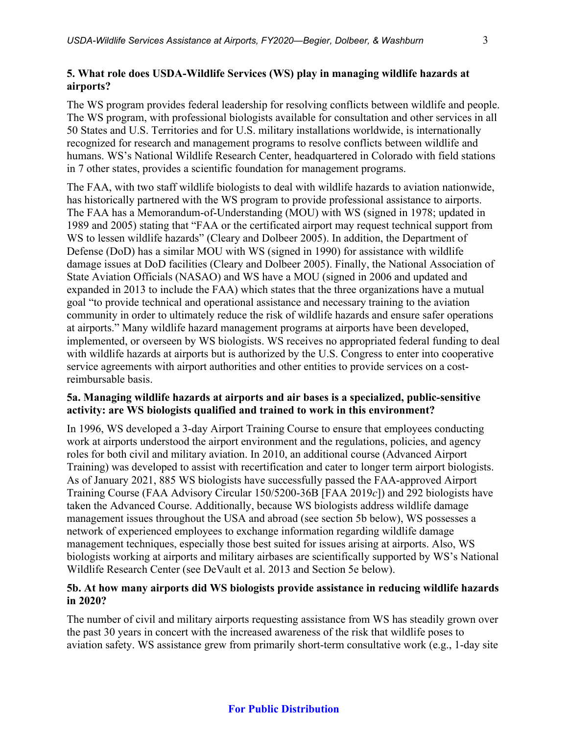## 5. What role does USDA-Wildlife Services (WS) play in managing wildlife hazards at airports?

The WS program provides federal leadership for resolving conflicts between wildlife and people. The WS program, with professional biologists available for consultation and other services in all 50 States and U.S. Territories and for U.S. military installations worldwide, is internationally recognized for research and management programs to resolve conflicts between wildlife and humans. WS's National Wildlife Research Center, headquartered in Colorado with field stations in 7 other states, provides a scientific foundation for management programs.

The FAA, with two staff wildlife biologists to deal with wildlife hazards to aviation nationwide, has historically partnered with the WS program to provide professional assistance to airports. The FAA has a Memorandum-of-Understanding (MOU) with WS (signed in 1978; updated in 1989 and 2005) stating that "FAA or the certificated airport may request technical support from WS to lessen wildlife hazards" (Cleary and Dolbeer 2005). In addition, the Department of Defense (DoD) has a similar MOU with WS (signed in 1990) for assistance with wildlife damage issues at DoD facilities (Cleary and Dolbeer 2005). Finally, the National Association of State Aviation Officials (NASAO) and WS have a MOU (signed in 2006 and updated and expanded in 2013 to include the FAA) which states that the three organizations have a mutual goal "to provide technical and operational assistance and necessary training to the aviation community in order to ultimately reduce the risk of wildlife hazards and ensure safer operations at airports." Many wildlife hazard management programs at airports have been developed, implemented, or overseen by WS biologists. WS receives no appropriated federal funding to deal with wildlife hazards at airports but is authorized by the U.S. Congress to enter into cooperative service agreements with airport authorities and other entities to provide services on a cost-reimbursable basis.

### 5a. Managing wildlife hazards at airports and air bases is a specialized, public-sensitive activity: are WS biologists qualified and trained to work in this environment?

In 1996, WS developed a 3-day Airport Training Course to ensure that employees conducting work at airports understood the airport environment and the regulations, policies, and agency roles for both civil and military aviation. In 2010, an additional course (Advanced Airport Training) was developed to assist with recertification and cater to longer term airport biologists. As of January 2021, 885 WS biologists have successfully passed the FAA-approved Airport Training Course (FAA Advisory Circular 150/5200-36B [FAA 2019*c*]) and 292 biologists have taken the Advanced Course. Additionally, because WS biologists address wildlife damage management issues throughout the USA and abroad (see section 5b below), WS possesses a network of experienced employees to exchange information regarding wildlife damage management techniques, especially those best suited for issues arising at airports. Also, WS biologists working at airports and military airbases are scientifically supported by WS's National Wildlife Research Center (see DeVault et al. 2013 and Section 5e below).

### 5b. At how many airports did WS biologists provide assistance in reducing wildlife hazards in 2020?

The number of civil and military airports requesting assistance from WS has steadily grown over the past 30 years in concert with the increased awareness of the risk that wildlife poses to aviation safety. WS assistance grew from primarily short-term consultative work (e.g., 1-day site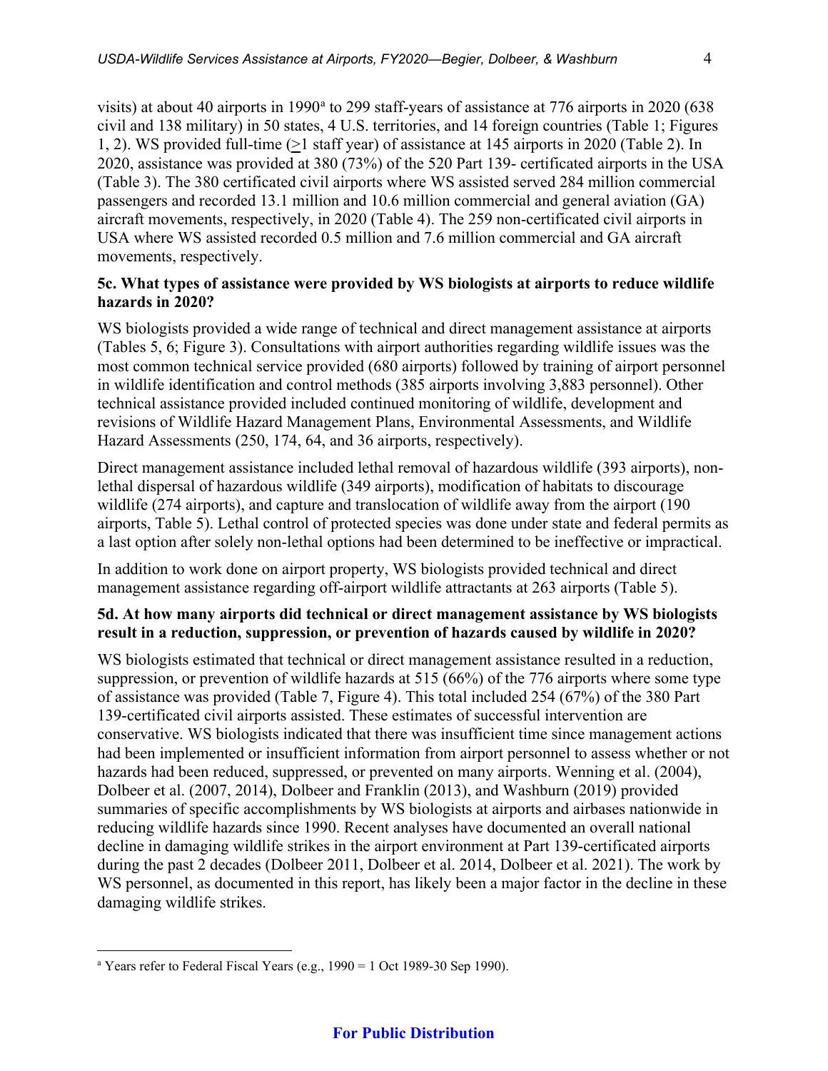visits) at about 40 airports in 1990[a] to 299 staff-years of assistance at 776 airports in 2020 (638 civil and 138 military) in 50 states, 4 U.S. territories, and 14 foreign countries (Table 1; Figures 1, 2). WS provided full-time ($\geq$1 staff year) of assistance at 145 airports in 2020 (Table 2). In 2020, assistance was provided at 380 (73%) of the 520 Part 139- certificated airports in the USA (Table 3). The 380 certificated civil airports where WS assisted served 284 million commercial passengers and recorded 13.1 million and 10.6 million commercial and general aviation (GA) aircraft movements, respectively, in 2020 (Table 4). The 259 non-certificated civil airports in USA where WS assisted recorded 0.5 million and 7.6 million commercial and GA aircraft movements, respectively.

**5c. What types of assistance were provided by WS biologists at airports to reduce wildlife hazards in 2020?**

WS biologists provided a wide range of technical and direct management assistance at airports (Tables 5, 6; Figure 3). Consultations with airport authorities regarding wildlife issues was the most common technical service provided (680 airports) followed by training of airport personnel in wildlife identification and control methods (385 airports involving 3,883 personnel). Other technical assistance provided included continued monitoring of wildlife, development and revisions of Wildlife Hazard Management Plans, Environmental Assessments, and Wildlife Hazard Assessments (250, 174, 64, and 36 airports, respectively).

Direct management assistance included lethal removal of hazardous wildlife (393 airports), non-lethal dispersal of hazardous wildlife (349 airports), modification of habitats to discourage wildlife (274 airports), and capture and translocation of wildlife away from the airport (190 airports, Table 5). Lethal control of protected species was done under state and federal permits as a last option after solely non-lethal options had been determined to be ineffective or impractical.

In addition to work done on airport property, WS biologists provided technical and direct management assistance regarding off-airport wildlife attractants at 263 airports (Table 5).

**5d. At how many airports did technical or direct management assistance by WS biologists result in a reduction, suppression, or prevention of hazards caused by wildlife in 2020?**

WS biologists estimated that technical or direct management assistance resulted in a reduction, suppression, or prevention of wildlife hazards at 515 (66%) of the 776 airports where some type of assistance was provided (Table 7, Figure 4). This total included 254 (67%) of the 380 Part 139-certificated civil airports assisted. These estimates of successful intervention are conservative. WS biologists indicated that there was insufficient time since management actions had been implemented or insufficient information from airport personnel to assess whether or not hazards had been reduced, suppressed, or prevented on many airports. Wenning et al. (2004), Dolbeer et al. (2007, 2014), Dolbeer and Franklin (2013), and Washburn (2019) provided summaries of specific accomplishments by WS biologists at airports and airbases nationwide in reducing wildlife hazards since 1990. Recent analyses have documented an overall national decline in damaging wildlife strikes in the airport environment at Part 139-certificated airports during the past 2 decades (Dolbeer 2011, Dolbeer et al. 2014, Dolbeer et al. 2021). The work by WS personnel, as documented in this report, has likely been a major factor in the decline in these damaging wildlife strikes.

---

[a] Years refer to Federal Fiscal Years (e.g., 1990 = 1 Oct 1989-30 Sep 1990).

**For Public Distribution**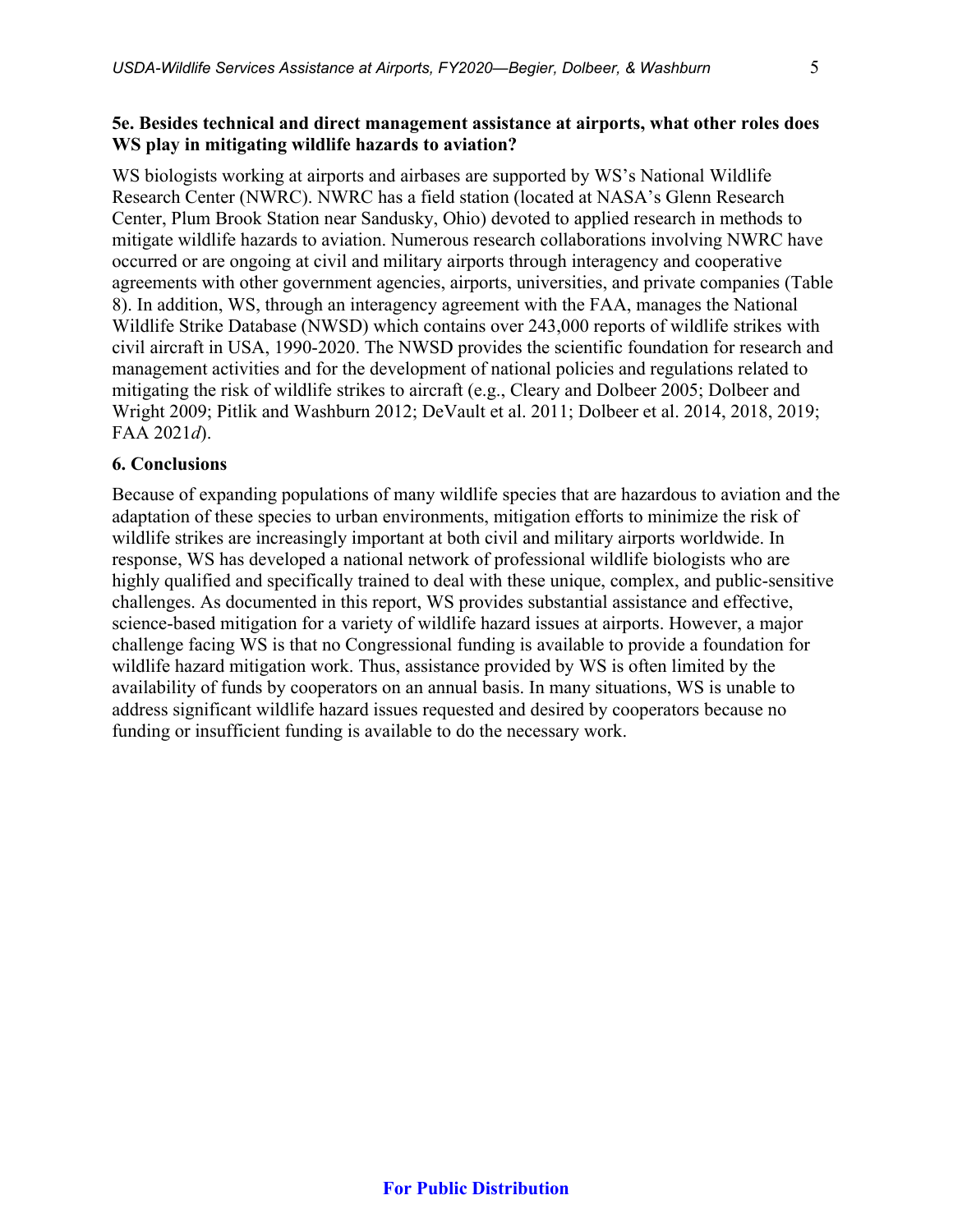**5e. Besides technical and direct management assistance at airports, what other roles does WS play in mitigating wildlife hazards to aviation?**

WS biologists working at airports and airbases are supported by WS's National Wildlife Research Center (NWRC). NWRC has a field station (located at NASA's Glenn Research Center, Plum Brook Station near Sandusky, Ohio) devoted to applied research in methods to mitigate wildlife hazards to aviation. Numerous research collaborations involving NWRC have occurred or are ongoing at civil and military airports through interagency and cooperative agreements with other government agencies, airports, universities, and private companies (Table 8). In addition, WS, through an interagency agreement with the FAA, manages the National Wildlife Strike Database (NWSD) which contains over 243,000 reports of wildlife strikes with civil aircraft in USA, 1990-2020. The NWSD provides the scientific foundation for research and management activities and for the development of national policies and regulations related to mitigating the risk of wildlife strikes to aircraft (e.g., Cleary and Dolbeer 2005; Dolbeer and Wright 2009; Pitlik and Washburn 2012; DeVault et al. 2011; Dolbeer et al. 2014, 2018, 2019; FAA 2021*d*).

**6. Conclusions**

Because of expanding populations of many wildlife species that are hazardous to aviation and the adaptation of these species to urban environments, mitigation efforts to minimize the risk of wildlife strikes are increasingly important at both civil and military airports worldwide. In response, WS has developed a national network of professional wildlife biologists who are highly qualified and specifically trained to deal with these unique, complex, and public-sensitive challenges. As documented in this report, WS provides substantial assistance and effective, science-based mitigation for a variety of wildlife hazard issues at airports. However, a major challenge facing WS is that no Congressional funding is available to provide a foundation for wildlife hazard mitigation work. Thus, assistance provided by WS is often limited by the availability of funds by cooperators on an annual basis. In many situations, WS is unable to address significant wildlife hazard issues requested and desired by cooperators because no funding or insufficient funding is available to do the necessary work.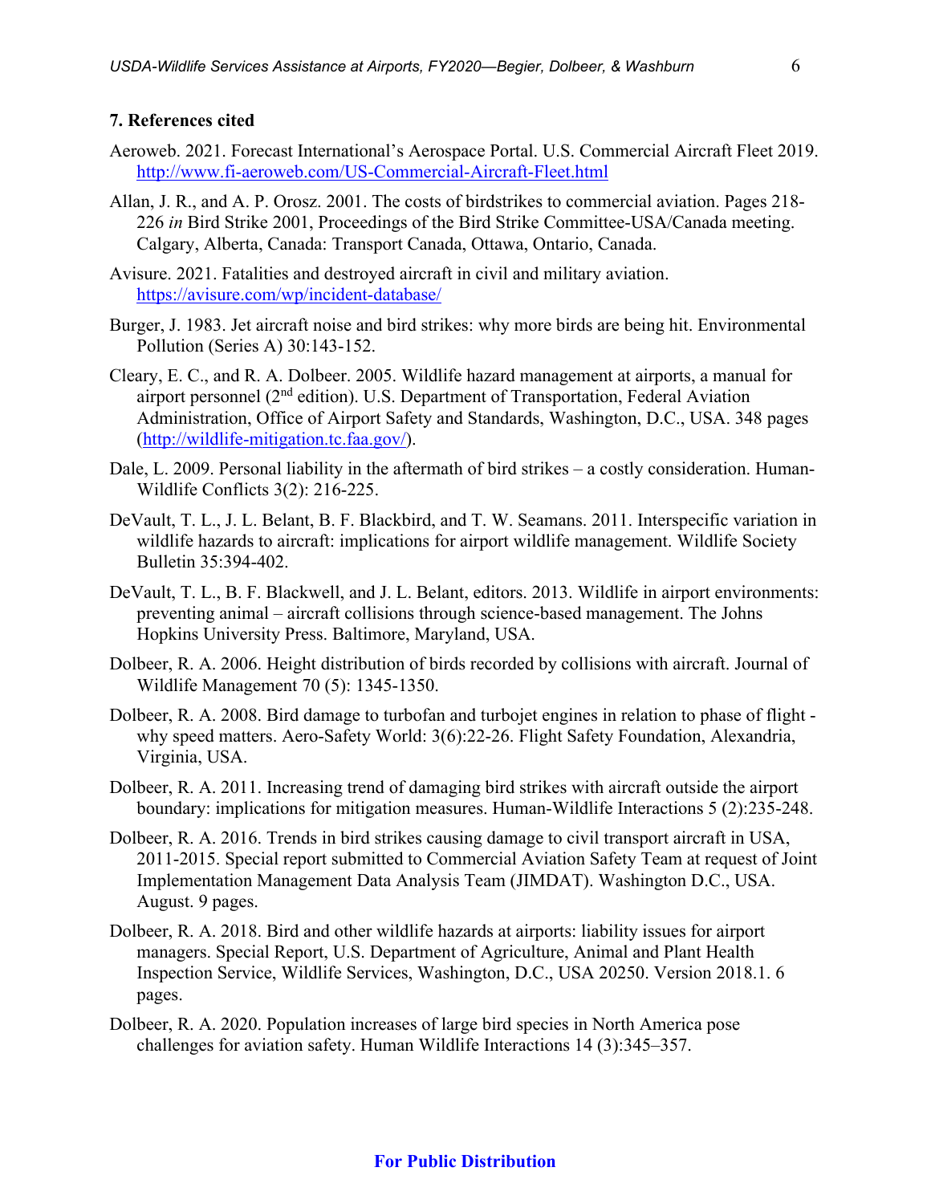### 7. References cited

Aeroweb. 2021. Forecast International's Aerospace Portal. U.S. Commercial Aircraft Fleet 2019. http://www.fi-aeroweb.com/US-Commercial-Aircraft-Fleet.html

Allan, J. R., and A. P. Orosz. 2001. The costs of birdstrikes to commercial aviation. Pages 218-226 *in* Bird Strike 2001, Proceedings of the Bird Strike Committee-USA/Canada meeting. Calgary, Alberta, Canada: Transport Canada, Ottawa, Ontario, Canada.

Avisure. 2021. Fatalities and destroyed aircraft in civil and military aviation. https://avisure.com/wp/incident-database/

Burger, J. 1983. Jet aircraft noise and bird strikes: why more birds are being hit. Environmental Pollution (Series A) 30:143-152.

Cleary, E. C., and R. A. Dolbeer. 2005. Wildlife hazard management at airports, a manual for airport personnel (2nd edition). U.S. Department of Transportation, Federal Aviation Administration, Office of Airport Safety and Standards, Washington, D.C., USA. 348 pages (http://wildlife-mitigation.tc.faa.gov/).

Dale, L. 2009. Personal liability in the aftermath of bird strikes – a costly consideration. Human-Wildlife Conflicts 3(2): 216-225.

DeVault, T. L., J. L. Belant, B. F. Blackbird, and T. W. Seamans. 2011. Interspecific variation in wildlife hazards to aircraft: implications for airport wildlife management. Wildlife Society Bulletin 35:394-402.

DeVault, T. L., B. F. Blackwell, and J. L. Belant, editors. 2013. Wildlife in airport environments: preventing animal – aircraft collisions through science-based management. The Johns Hopkins University Press. Baltimore, Maryland, USA.

Dolbeer, R. A. 2006. Height distribution of birds recorded by collisions with aircraft. Journal of Wildlife Management 70 (5): 1345-1350.

Dolbeer, R. A. 2008. Bird damage to turbofan and turbojet engines in relation to phase of flight - why speed matters. Aero-Safety World: 3(6):22-26. Flight Safety Foundation, Alexandria, Virginia, USA.

Dolbeer, R. A. 2011. Increasing trend of damaging bird strikes with aircraft outside the airport boundary: implications for mitigation measures. Human-Wildlife Interactions 5 (2):235-248.

Dolbeer, R. A. 2016. Trends in bird strikes causing damage to civil transport aircraft in USA, 2011-2015. Special report submitted to Commercial Aviation Safety Team at request of Joint Implementation Management Data Analysis Team (JIMDAT). Washington D.C., USA. August. 9 pages.

Dolbeer, R. A. 2018. Bird and other wildlife hazards at airports: liability issues for airport managers. Special Report, U.S. Department of Agriculture, Animal and Plant Health Inspection Service, Wildlife Services, Washington, D.C., USA 20250. Version 2018.1. 6 pages.

Dolbeer, R. A. 2020. Population increases of large bird species in North America pose challenges for aviation safety. Human Wildlife Interactions 14 (3):345–357.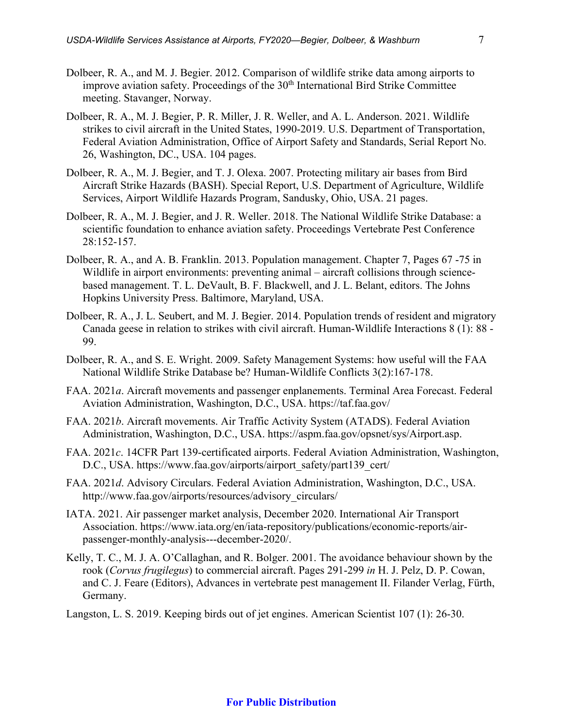Dolbeer, R. A., and M. J. Begier. 2012. Comparison of wildlife strike data among airports to improve aviation safety. Proceedings of the 30th International Bird Strike Committee meeting. Stavanger, Norway.

Dolbeer, R. A., M. J. Begier, P. R. Miller, J. R. Weller, and A. L. Anderson. 2021. Wildlife strikes to civil aircraft in the United States, 1990-2019. U.S. Department of Transportation, Federal Aviation Administration, Office of Airport Safety and Standards, Serial Report No. 26, Washington, DC., USA. 104 pages.

Dolbeer, R. A., M. J. Begier, and T. J. Olexa. 2007. Protecting military air bases from Bird Aircraft Strike Hazards (BASH). Special Report, U.S. Department of Agriculture, Wildlife Services, Airport Wildlife Hazards Program, Sandusky, Ohio, USA. 21 pages.

Dolbeer, R. A., M. J. Begier, and J. R. Weller. 2018. The National Wildlife Strike Database: a scientific foundation to enhance aviation safety. Proceedings Vertebrate Pest Conference 28:152-157.

Dolbeer, R. A., and A. B. Franklin. 2013. Population management. Chapter 7, Pages 67 -75 in Wildlife in airport environments: preventing animal – aircraft collisions through science-based management. T. L. DeVault, B. F. Blackwell, and J. L. Belant, editors. The Johns Hopkins University Press. Baltimore, Maryland, USA.

Dolbeer, R. A., J. L. Seubert, and M. J. Begier. 2014. Population trends of resident and migratory Canada geese in relation to strikes with civil aircraft. Human-Wildlife Interactions 8 (1): 88 - 99.

Dolbeer, R. A., and S. E. Wright. 2009. Safety Management Systems: how useful will the FAA National Wildlife Strike Database be? Human-Wildlife Conflicts 3(2):167-178.

FAA. 2021*a*. Aircraft movements and passenger enplanements. Terminal Area Forecast. Federal Aviation Administration, Washington, D.C., USA. https://taf.faa.gov/

FAA. 2021*b*. Aircraft movements. Air Traffic Activity System (ATADS). Federal Aviation Administration, Washington, D.C., USA. https://aspm.faa.gov/opsnet/sys/Airport.asp.

FAA. 2021*c*. 14CFR Part 139-certificated airports. Federal Aviation Administration, Washington, D.C., USA. https://www.faa.gov/airports/airport_safety/part139_cert/

FAA. 2021*d*. Advisory Circulars. Federal Aviation Administration, Washington, D.C., USA. http://www.faa.gov/airports/resources/advisory_circulars/

IATA. 2021. Air passenger market analysis, December 2020. International Air Transport Association. https://www.iata.org/en/iata-repository/publications/economic-reports/air-passenger-monthly-analysis---december-2020/.

Kelly, T. C., M. J. A. O'Callaghan, and R. Bolger. 2001. The avoidance behaviour shown by the rook (*Corvus frugilegus*) to commercial aircraft. Pages 291-299 *in* H. J. Pelz, D. P. Cowan, and C. J. Feare (Editors), Advances in vertebrate pest management II. Filander Verlag, Fürth, Germany.

Langston, L. S. 2019. Keeping birds out of jet engines. American Scientist 107 (1): 26-30.

**For Public Distribution**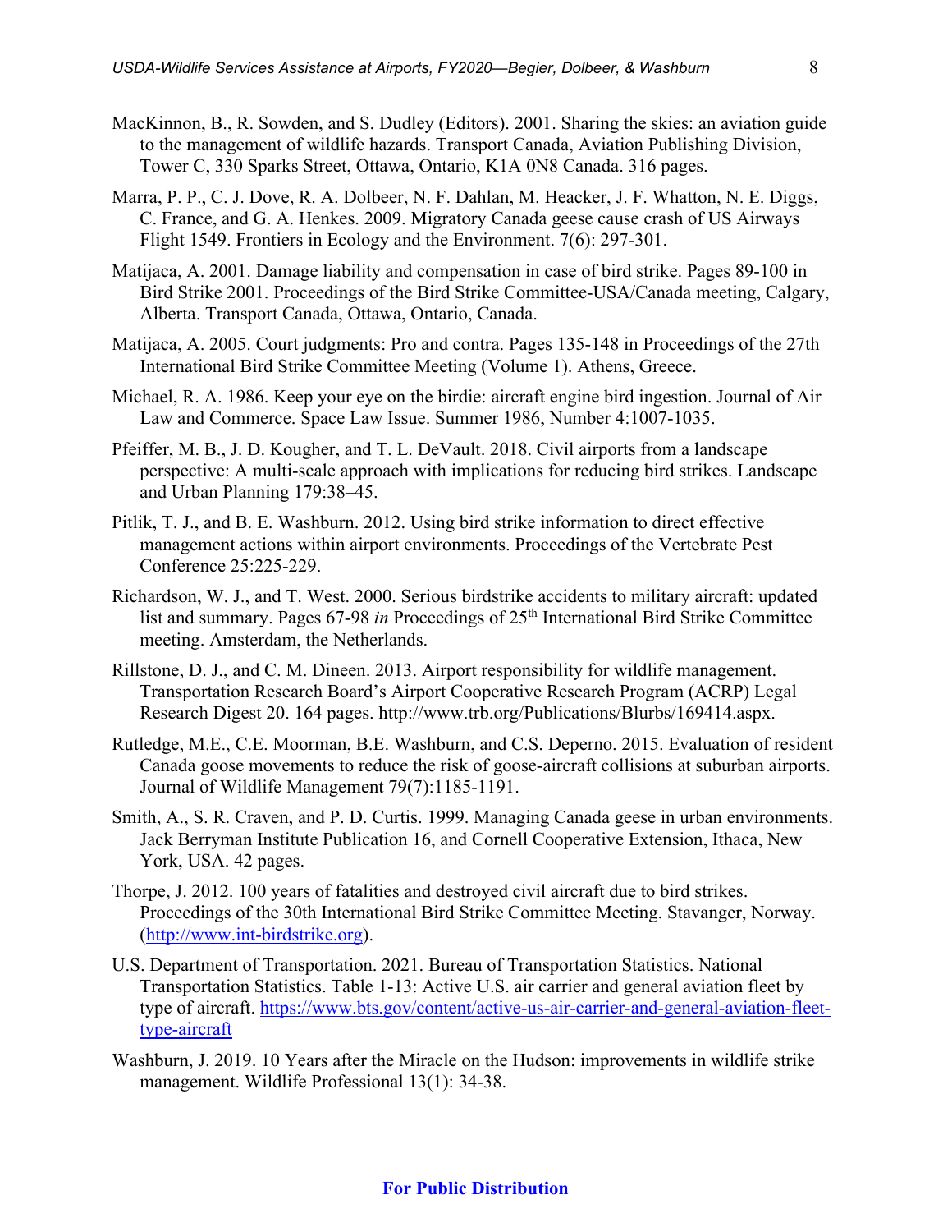MacKinnon, B., R. Sowden, and S. Dudley (Editors). 2001. Sharing the skies: an aviation guide to the management of wildlife hazards. Transport Canada, Aviation Publishing Division, Tower C, 330 Sparks Street, Ottawa, Ontario, K1A 0N8 Canada. 316 pages.

Marra, P. P., C. J. Dove, R. A. Dolbeer, N. F. Dahlan, M. Heacker, J. F. Whatton, N. E. Diggs, C. France, and G. A. Henkes. 2009. Migratory Canada geese cause crash of US Airways Flight 1549. Frontiers in Ecology and the Environment. 7(6): 297-301.

Matijaca, A. 2001. Damage liability and compensation in case of bird strike. Pages 89-100 in Bird Strike 2001. Proceedings of the Bird Strike Committee-USA/Canada meeting, Calgary, Alberta. Transport Canada, Ottawa, Ontario, Canada.

Matijaca, A. 2005. Court judgments: Pro and contra. Pages 135-148 in Proceedings of the 27th International Bird Strike Committee Meeting (Volume 1). Athens, Greece.

Michael, R. A. 1986. Keep your eye on the birdie: aircraft engine bird ingestion. Journal of Air Law and Commerce. Space Law Issue. Summer 1986, Number 4:1007-1035.

Pfeiffer, M. B., J. D. Kougher, and T. L. DeVault. 2018. Civil airports from a landscape perspective: A multi-scale approach with implications for reducing bird strikes. Landscape and Urban Planning 179:38–45.

Pitlik, T. J., and B. E. Washburn. 2012. Using bird strike information to direct effective management actions within airport environments. Proceedings of the Vertebrate Pest Conference 25:225-229.

Richardson, W. J., and T. West. 2000. Serious birdstrike accidents to military aircraft: updated list and summary. Pages 67-98 *in* Proceedings of 25th International Bird Strike Committee meeting. Amsterdam, the Netherlands.

Rillstone, D. J., and C. M. Dineen. 2013. Airport responsibility for wildlife management. Transportation Research Board's Airport Cooperative Research Program (ACRP) Legal Research Digest 20. 164 pages. http://www.trb.org/Publications/Blurbs/169414.aspx.

Rutledge, M.E., C.E. Moorman, B.E. Washburn, and C.S. Deperno. 2015. Evaluation of resident Canada goose movements to reduce the risk of goose-aircraft collisions at suburban airports. Journal of Wildlife Management 79(7):1185-1191.

Smith, A., S. R. Craven, and P. D. Curtis. 1999. Managing Canada geese in urban environments. Jack Berryman Institute Publication 16, and Cornell Cooperative Extension, Ithaca, New York, USA. 42 pages.

Thorpe, J. 2012. 100 years of fatalities and destroyed civil aircraft due to bird strikes. Proceedings of the 30th International Bird Strike Committee Meeting. Stavanger, Norway. (http://www.int-birdstrike.org).

U.S. Department of Transportation. 2021. Bureau of Transportation Statistics. National Transportation Statistics. Table 1-13: Active U.S. air carrier and general aviation fleet by type of aircraft. https://www.bts.gov/content/active-us-air-carrier-and-general-aviation-fleet-type-aircraft

Washburn, J. 2019. 10 Years after the Miracle on the Hudson: improvements in wildlife strike management. Wildlife Professional 13(1): 34-38.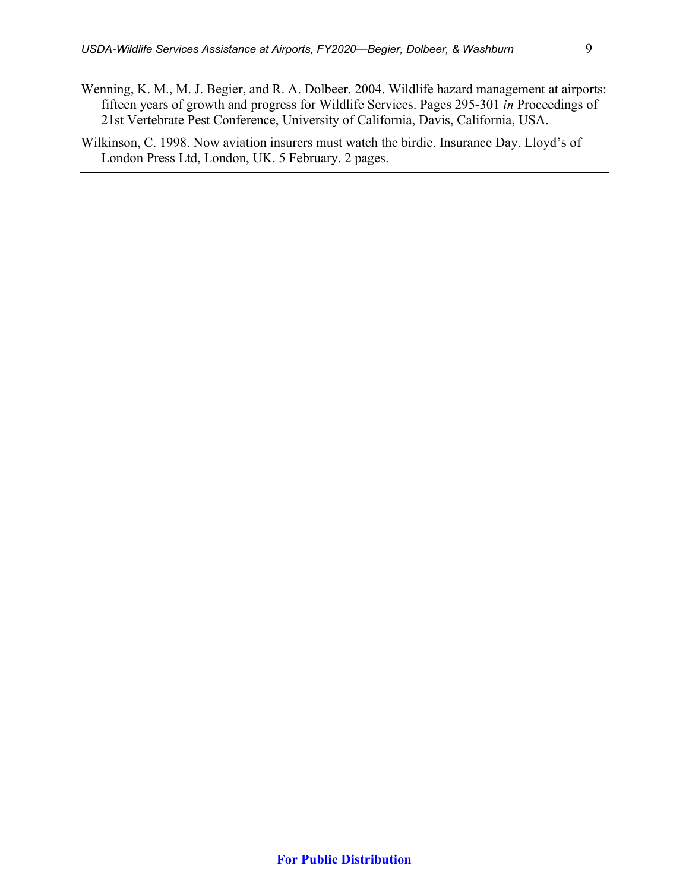Wenning, K. M., M. J. Begier, and R. A. Dolbeer. 2004. Wildlife hazard management at airports: fifteen years of growth and progress for Wildlife Services. Pages 295-301 *in* Proceedings of 21st Vertebrate Pest Conference, University of California, Davis, California, USA.

Wilkinson, C. 1998. Now aviation insurers must watch the birdie. Insurance Day. Lloyd's of London Press Ltd, London, UK. 5 February. 2 pages.

---

**For Public Distribution**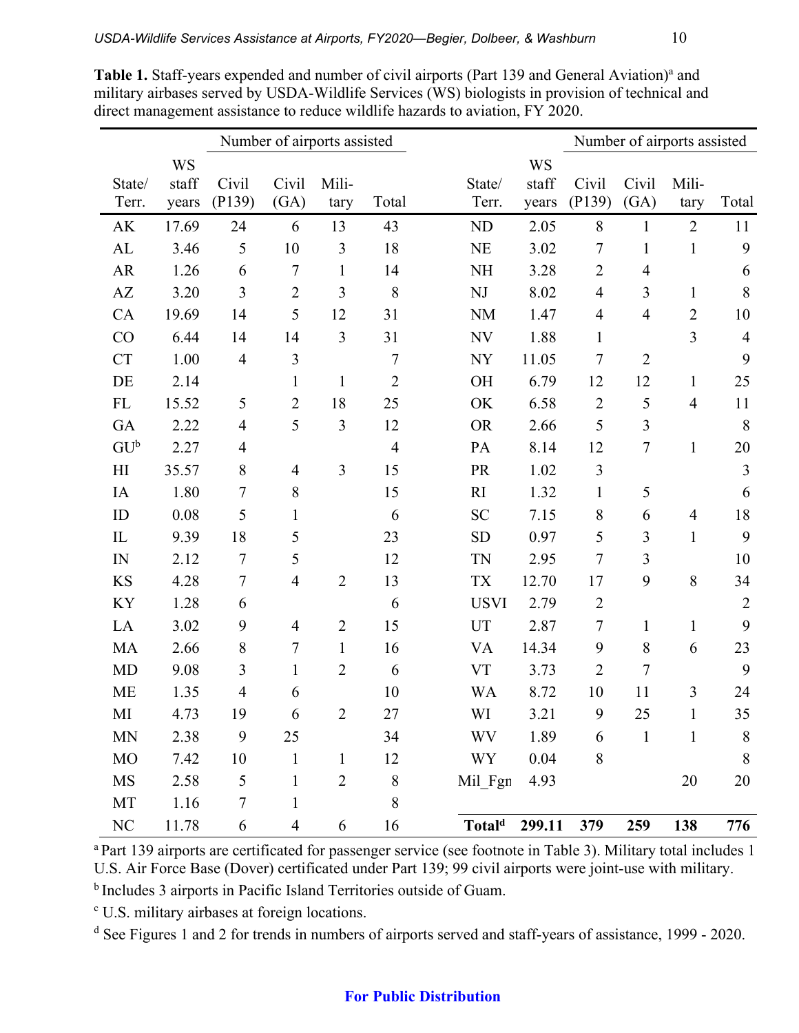**Table 1.** Staff-years expended and number of civil airports (Part 139 and General Aviation)[a] and military airbases served by USDA-Wildlife Services (WS) biologists in provision of technical and direct management assistance to reduce wildlife hazards to aviation, FY 2020.

| | | Number of airports assisted | | | | | | Number of airports assisted | | | |
|---|---|---|---|---|---|---|---|---|---|---|---|
| State/ Terr. | WS staff years | Civil (P139) | Civil (GA) | Mili-tary | Total | State/ Terr. | WS staff years | Civil (P139) | Civil (GA) | Mili-tary | Total |
| AK | 17.69 | 24 | 6 | 13 | 43 | ND | 2.05 | 8 | 1 | 2 | 11 |
| AL | 3.46 | 5 | 10 | 3 | 18 | NE | 3.02 | 7 | 1 | 1 | 9 |
| AR | 1.26 | 6 | 7 | 1 | 14 | NH | 3.28 | 2 | 4 | | 6 |
| AZ | 3.20 | 3 | 2 | 3 | 8 | NJ | 8.02 | 4 | 3 | 1 | 8 |
| CA | 19.69 | 14 | 5 | 12 | 31 | NM | 1.47 | 4 | 4 | 2 | 10 |
| CO | 6.44 | 14 | 14 | 3 | 31 | NV | 1.88 | 1 | | 3 | 4 |
| CT | 1.00 | 4 | 3 | | 7 | NY | 11.05 | 7 | 2 | | 9 |
| DE | 2.14 | | 1 | 1 | 2 | OH | 6.79 | 12 | 12 | 1 | 25 |
| FL | 15.52 | 5 | 2 | 18 | 25 | OK | 6.58 | 2 | 5 | 4 | 11 |
| GA | 2.22 | 4 | 5 | 3 | 12 | OR | 2.66 | 5 | 3 | | 8 |
| GU[b] | 2.27 | 4 | | | 4 | PA | 8.14 | 12 | 7 | 1 | 20 |
| HI | 35.57 | 8 | 4 | 3 | 15 | PR | 1.02 | 3 | | | 3 |
| IA | 1.80 | 7 | 8 | | 15 | RI | 1.32 | 1 | 5 | | 6 |
| ID | 0.08 | 5 | 1 | | 6 | SC | 7.15 | 8 | 6 | 4 | 18 |
| IL | 9.39 | 18 | 5 | | 23 | SD | 0.97 | 5 | 3 | 1 | 9 |
| IN | 2.12 | 7 | 5 | | 12 | TN | 2.95 | 7 | 3 | | 10 |
| KS | 4.28 | 7 | 4 | 2 | 13 | TX | 12.70 | 17 | 9 | 8 | 34 |
| KY | 1.28 | 6 | | | 6 | USVI | 2.79 | 2 | | | 2 |
| LA | 3.02 | 9 | 4 | 2 | 15 | UT | 2.87 | 7 | 1 | 1 | 9 |
| MA | 2.66 | 8 | 7 | 1 | 16 | VA | 14.34 | 9 | 8 | 6 | 23 |
| MD | 9.08 | 3 | 1 | 2 | 6 | VT | 3.73 | 2 | 7 | | 9 |
| ME | 1.35 | 4 | 6 | | 10 | WA | 8.72 | 10 | 11 | 3 | 24 |
| MI | 4.73 | 19 | 6 | 2 | 27 | WI | 3.21 | 9 | 25 | 1 | 35 |
| MN | 2.38 | 9 | 25 | | 34 | WV | 1.89 | 6 | 1 | 1 | 8 |
| MO | 7.42 | 10 | 1 | 1 | 12 | WY | 0.04 | 8 | | | 8 |
| MS | 2.58 | 5 | 1 | 2 | 8 | Mil_Fgn | 4.93 | | | 20 | 20 |
| MT | 1.16 | 7 | 1 | | 8 | | | | | | |
| NC | 11.78 | 6 | 4 | 6 | 16 | **Total[d]** | **299.11** | **379** | **259** | **138** | **776** |

[a] Part 139 airports are certificated for passenger service (see footnote in Table 3). Military total includes 1 U.S. Air Force Base (Dover) certificated under Part 139; 99 civil airports were joint-use with military.

[b] Includes 3 airports in Pacific Island Territories outside of Guam.

[c] U.S. military airbases at foreign locations.

[d] See Figures 1 and 2 for trends in numbers of airports served and staff-years of assistance, 1999 - 2020.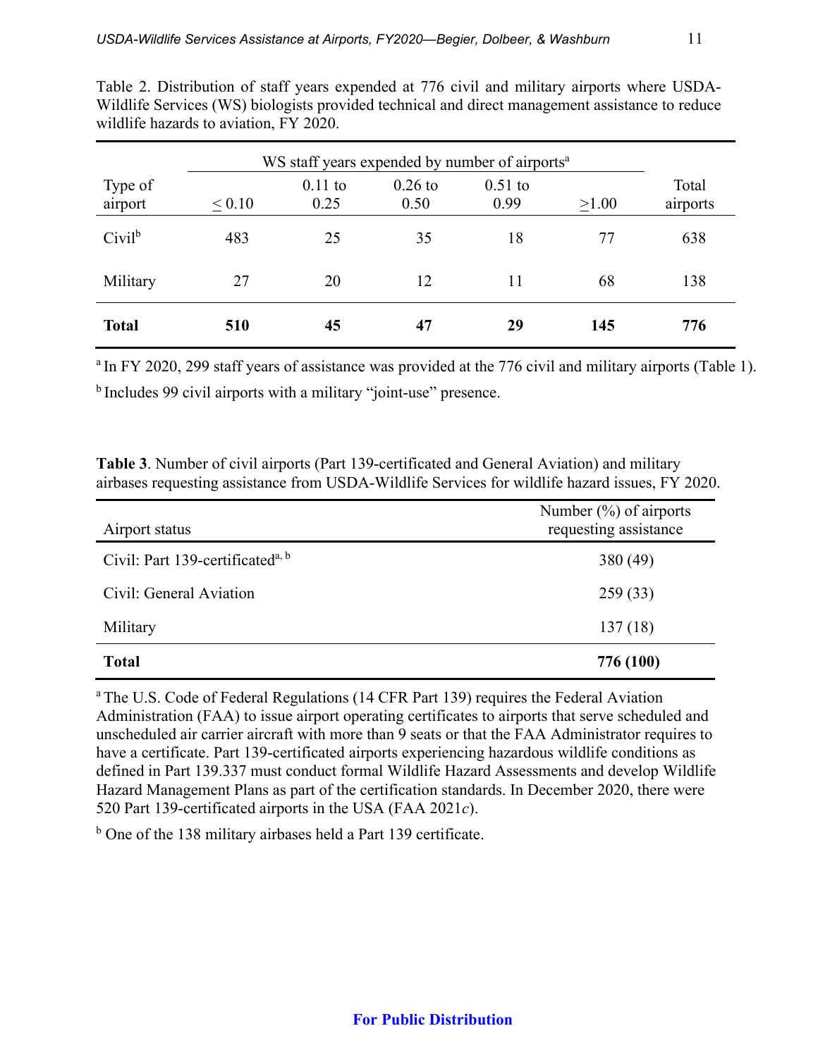Table 2. Distribution of staff years expended at 776 civil and military airports where USDA-Wildlife Services (WS) biologists provided technical and direct management assistance to reduce wildlife hazards to aviation, FY 2020.

| Type of airport | WS staff years expended by number of airports[a] | | | | | Total airports |
|---|---|---|---|---|---|---|
| | ≤ 0.10 | 0.11 to 0.25 | 0.26 to 0.50 | 0.51 to 0.99 | ≥1.00 | |
| Civil[b] | 483 | 25 | 35 | 18 | 77 | 638 |
| Military | 27 | 20 | 12 | 11 | 68 | 138 |
| **Total** | **510** | **45** | **47** | **29** | **145** | **776** |

[a] In FY 2020, 299 staff years of assistance was provided at the 776 civil and military airports (Table 1).

[b] Includes 99 civil airports with a military "joint-use" presence.

**Table 3**. Number of civil airports (Part 139-certificated and General Aviation) and military airbases requesting assistance from USDA-Wildlife Services for wildlife hazard issues, FY 2020.

| Airport status | Number (%) of airports requesting assistance |
|---|---|
| Civil: Part 139-certificated[a, b] | 380 (49) |
| Civil: General Aviation | 259 (33) |
| Military | 137 (18) |
| **Total** | **776 (100)** |

[a] The U.S. Code of Federal Regulations (14 CFR Part 139) requires the Federal Aviation Administration (FAA) to issue airport operating certificates to airports that serve scheduled and unscheduled air carrier aircraft with more than 9 seats or that the FAA Administrator requires to have a certificate. Part 139-certificated airports experiencing hazardous wildlife conditions as defined in Part 139.337 must conduct formal Wildlife Hazard Assessments and develop Wildlife Hazard Management Plans as part of the certification standards. In December 2020, there were 520 Part 139-certificated airports in the USA (FAA 2021*c*).

[b] One of the 138 military airbases held a Part 139 certificate.

**For Public Distribution**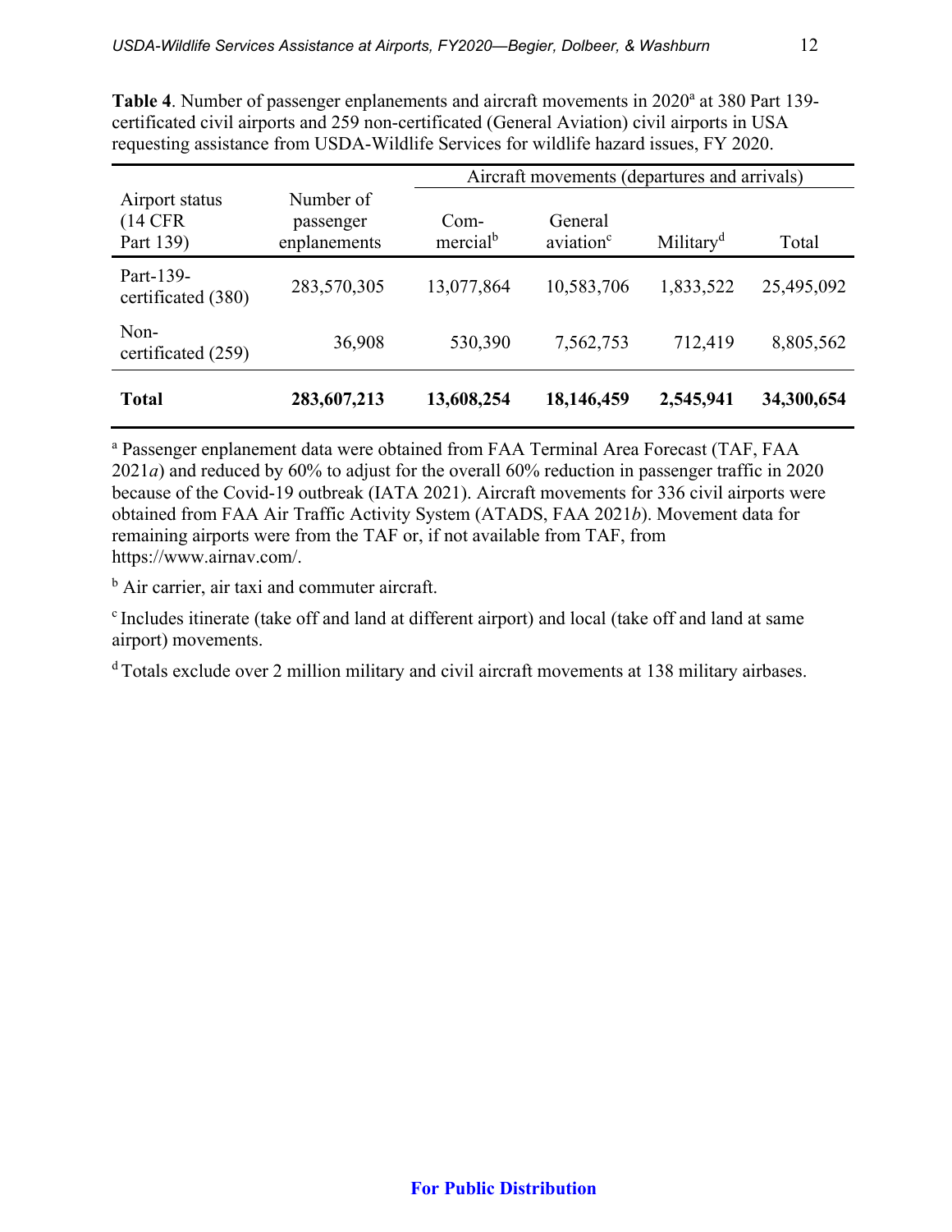**Table 4**. Number of passenger enplanements and aircraft movements in 2020[a] at 380 Part 139-certificated civil airports and 259 non-certificated (General Aviation) civil airports in USA requesting assistance from USDA-Wildlife Services for wildlife hazard issues, FY 2020.

| Airport status (14 CFR Part 139) | Number of passenger enplanements | Aircraft movements (departures and arrivals) | | | |
|---|---|---|---|---|---|
| | | Commercial[b] | General aviation[c] | Military[d] | Total |
| Part-139-certificated (380) | 283,570,305 | 13,077,864 | 10,583,706 | 1,833,522 | 25,495,092 |
| Non-certificated (259) | 36,908 | 530,390 | 7,562,753 | 712,419 | 8,805,562 |
| **Total** | **283,607,213** | **13,608,254** | **18,146,459** | **2,545,941** | **34,300,654** |

[a] Passenger enplanement data were obtained from FAA Terminal Area Forecast (TAF, FAA 2021*a*) and reduced by 60% to adjust for the overall 60% reduction in passenger traffic in 2020 because of the Covid-19 outbreak (IATA 2021). Aircraft movements for 336 civil airports were obtained from FAA Air Traffic Activity System (ATADS, FAA 2021*b*). Movement data for remaining airports were from the TAF or, if not available from TAF, from https://www.airnav.com/.

[b] Air carrier, air taxi and commuter aircraft.

[c] Includes itinerate (take off and land at different airport) and local (take off and land at same airport) movements.

[d] Totals exclude over 2 million military and civil aircraft movements at 138 military airbases.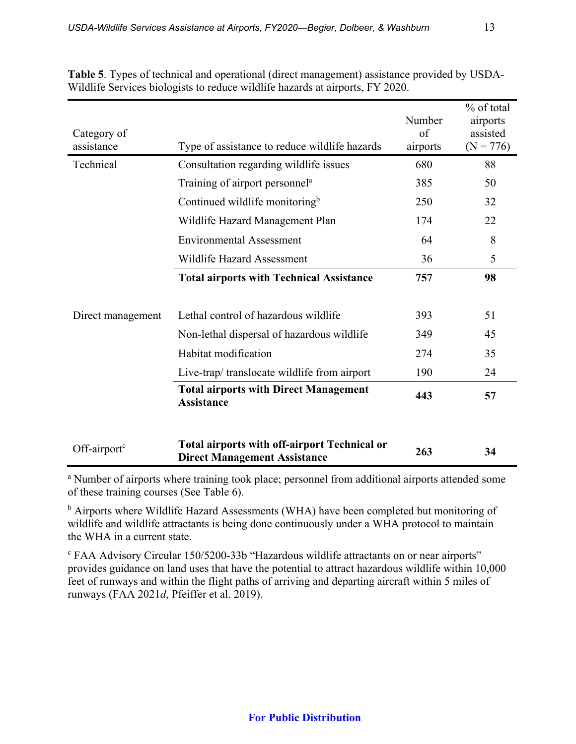**Table 5**. Types of technical and operational (direct management) assistance provided by USDA-Wildlife Services biologists to reduce wildlife hazards at airports, FY 2020.

| Category of assistance | Type of assistance to reduce wildlife hazards | Number of airports | % of total airports assisted (N = 776) |
|---|---|---|---|
| Technical | Consultation regarding wildlife issues | 680 | 88 |
| | Training of airport personnel[a] | 385 | 50 |
| | Continued wildlife monitoring[b] | 250 | 32 |
| | Wildlife Hazard Management Plan | 174 | 22 |
| | Environmental Assessment | 64 | 8 |
| | Wildlife Hazard Assessment | 36 | 5 |
| | **Total airports with Technical Assistance** | **757** | **98** |
| Direct management | Lethal control of hazardous wildlife | 393 | 51 |
| | Non-lethal dispersal of hazardous wildlife | 349 | 45 |
| | Habitat modification | 274 | 35 |
| | Live-trap/ translocate wildlife from airport | 190 | 24 |
| | **Total airports with Direct Management Assistance** | **443** | **57** |
| Off-airport[c] | **Total airports with off-airport Technical or Direct Management Assistance** | **263** | **34** |

[a] Number of airports where training took place; personnel from additional airports attended some of these training courses (See Table 6).

[b] Airports where Wildlife Hazard Assessments (WHA) have been completed but monitoring of wildlife and wildlife attractants is being done continuously under a WHA protocol to maintain the WHA in a current state.

[c] FAA Advisory Circular 150/5200-33b "Hazardous wildlife attractants on or near airports" provides guidance on land uses that have the potential to attract hazardous wildlife within 10,000 feet of runways and within the flight paths of arriving and departing aircraft within 5 miles of runways (FAA 2021*d*, Pfeiffer et al. 2019).

**For Public Distribution**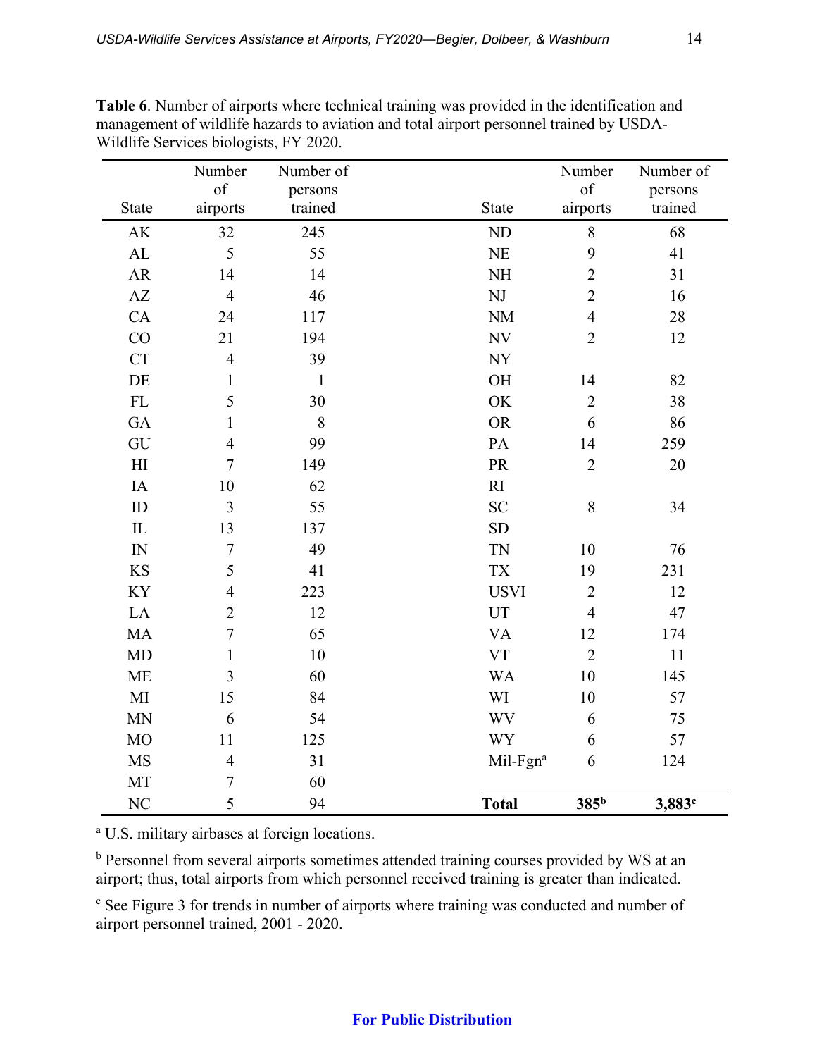**Table 6**. Number of airports where technical training was provided in the identification and management of wildlife hazards to aviation and total airport personnel trained by USDA-Wildlife Services biologists, FY 2020.

| State | Number of airports | Number of persons trained | State | Number of airports | Number of persons trained |
|---|---|---|---|---|---|
| AK | 32 | 245 | ND | 8 | 68 |
| AL | 5 | 55 | NE | 9 | 41 |
| AR | 14 | 14 | NH | 2 | 31 |
| AZ | 4 | 46 | NJ | 2 | 16 |
| CA | 24 | 117 | NM | 4 | 28 |
| CO | 21 | 194 | NV | 2 | 12 |
| CT | 4 | 39 | NY | | |
| DE | 1 | 1 | OH | 14 | 82 |
| FL | 5 | 30 | OK | 2 | 38 |
| GA | 1 | 8 | OR | 6 | 86 |
| GU | 4 | 99 | PA | 14 | 259 |
| HI | 7 | 149 | PR | 2 | 20 |
| IA | 10 | 62 | RI | | |
| ID | 3 | 55 | SC | 8 | 34 |
| IL | 13 | 137 | SD | | |
| IN | 7 | 49 | TN | 10 | 76 |
| KS | 5 | 41 | TX | 19 | 231 |
| KY | 4 | 223 | USVI | 2 | 12 |
| LA | 2 | 12 | UT | 4 | 47 |
| MA | 7 | 65 | VA | 12 | 174 |
| MD | 1 | 10 | VT | 2 | 11 |
| ME | 3 | 60 | WA | 10 | 145 |
| MI | 15 | 84 | WI | 10 | 57 |
| MN | 6 | 54 | WV | 6 | 75 |
| MO | 11 | 125 | WY | 6 | 57 |
| MS | 4 | 31 | Mil-Fgn[a] | 6 | 124 |
| MT | 7 | 60 | | | |
| NC | 5 | 94 | **Total** | **385**[b] | **3,883**[c] |

[a] U.S. military airbases at foreign locations.

[b] Personnel from several airports sometimes attended training courses provided by WS at an airport; thus, total airports from which personnel received training is greater than indicated.

[c] See Figure 3 for trends in number of airports where training was conducted and number of airport personnel trained, 2001 - 2020.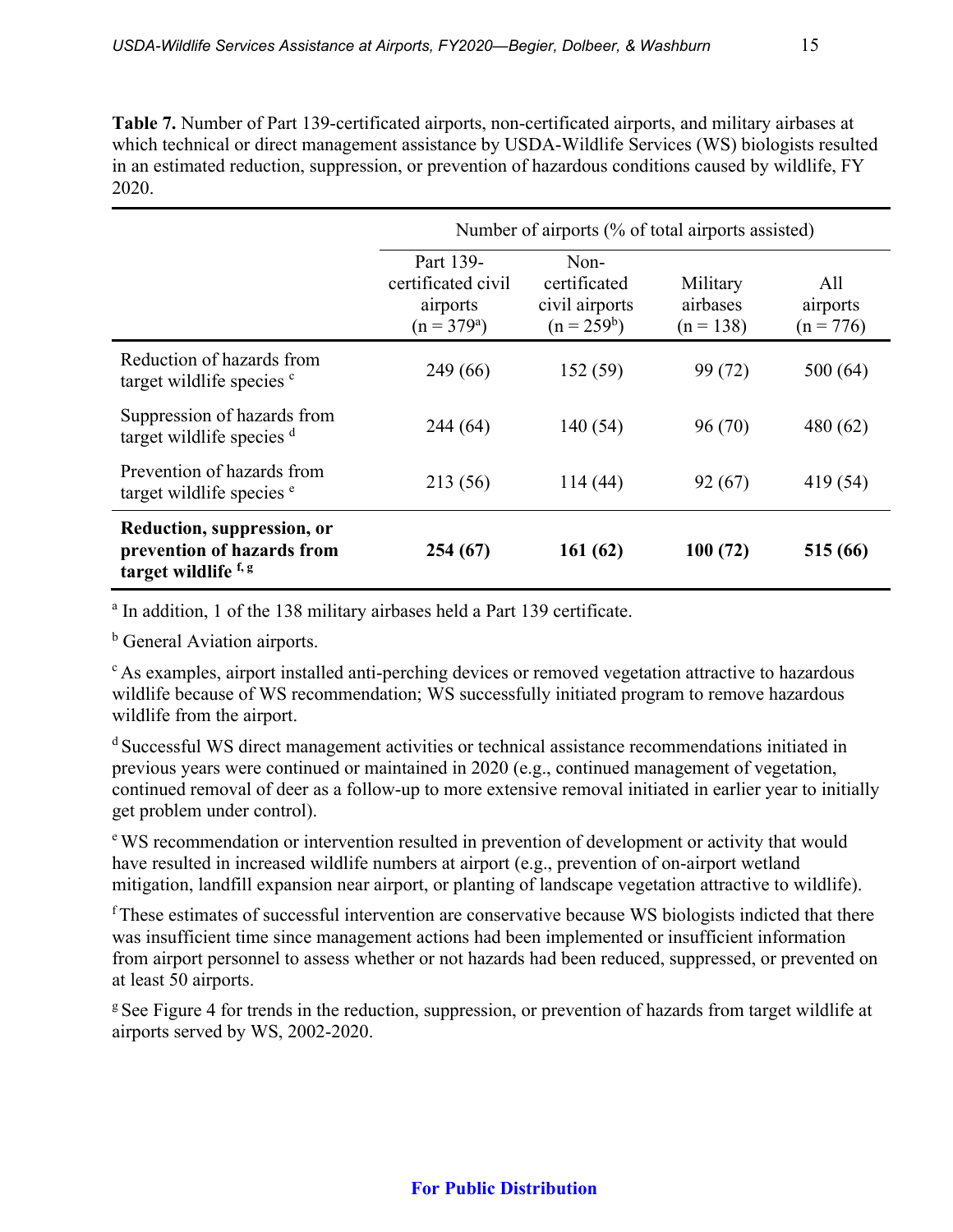**Table 7.** Number of Part 139-certificated airports, non-certificated airports, and military airbases at which technical or direct management assistance by USDA-Wildlife Services (WS) biologists resulted in an estimated reduction, suppression, or prevention of hazardous conditions caused by wildlife, FY 2020.

| | Number of airports (% of total airports assisted) | | | |
|---|---|---|---|---|
| | Part 139-certificated civil airports (n = 379[a]) | Non-certificated civil airports (n = 259[b]) | Military airbases (n = 138) | All airports (n = 776) |
| Reduction of hazards from target wildlife species [c] | 249 (66) | 152 (59) | 99 (72) | 500 (64) |
| Suppression of hazards from target wildlife species [d] | 244 (64) | 140 (54) | 96 (70) | 480 (62) |
| Prevention of hazards from target wildlife species [e] | 213 (56) | 114 (44) | 92 (67) | 419 (54) |
| **Reduction, suppression, or prevention of hazards from target wildlife [f, g]** | **254 (67)** | **161 (62)** | **100 (72)** | **515 (66)** |

[a] In addition, 1 of the 138 military airbases held a Part 139 certificate.

[b] General Aviation airports.

[c] As examples, airport installed anti-perching devices or removed vegetation attractive to hazardous wildlife because of WS recommendation; WS successfully initiated program to remove hazardous wildlife from the airport.

[d] Successful WS direct management activities or technical assistance recommendations initiated in previous years were continued or maintained in 2020 (e.g., continued management of vegetation, continued removal of deer as a follow-up to more extensive removal initiated in earlier year to initially get problem under control).

[e] WS recommendation or intervention resulted in prevention of development or activity that would have resulted in increased wildlife numbers at airport (e.g., prevention of on-airport wetland mitigation, landfill expansion near airport, or planting of landscape vegetation attractive to wildlife).

[f] These estimates of successful intervention are conservative because WS biologists indicted that there was insufficient time since management actions had been implemented or insufficient information from airport personnel to assess whether or not hazards had been reduced, suppressed, or prevented on at least 50 airports.

[g] See Figure 4 for trends in the reduction, suppression, or prevention of hazards from target wildlife at airports served by WS, 2002-2020.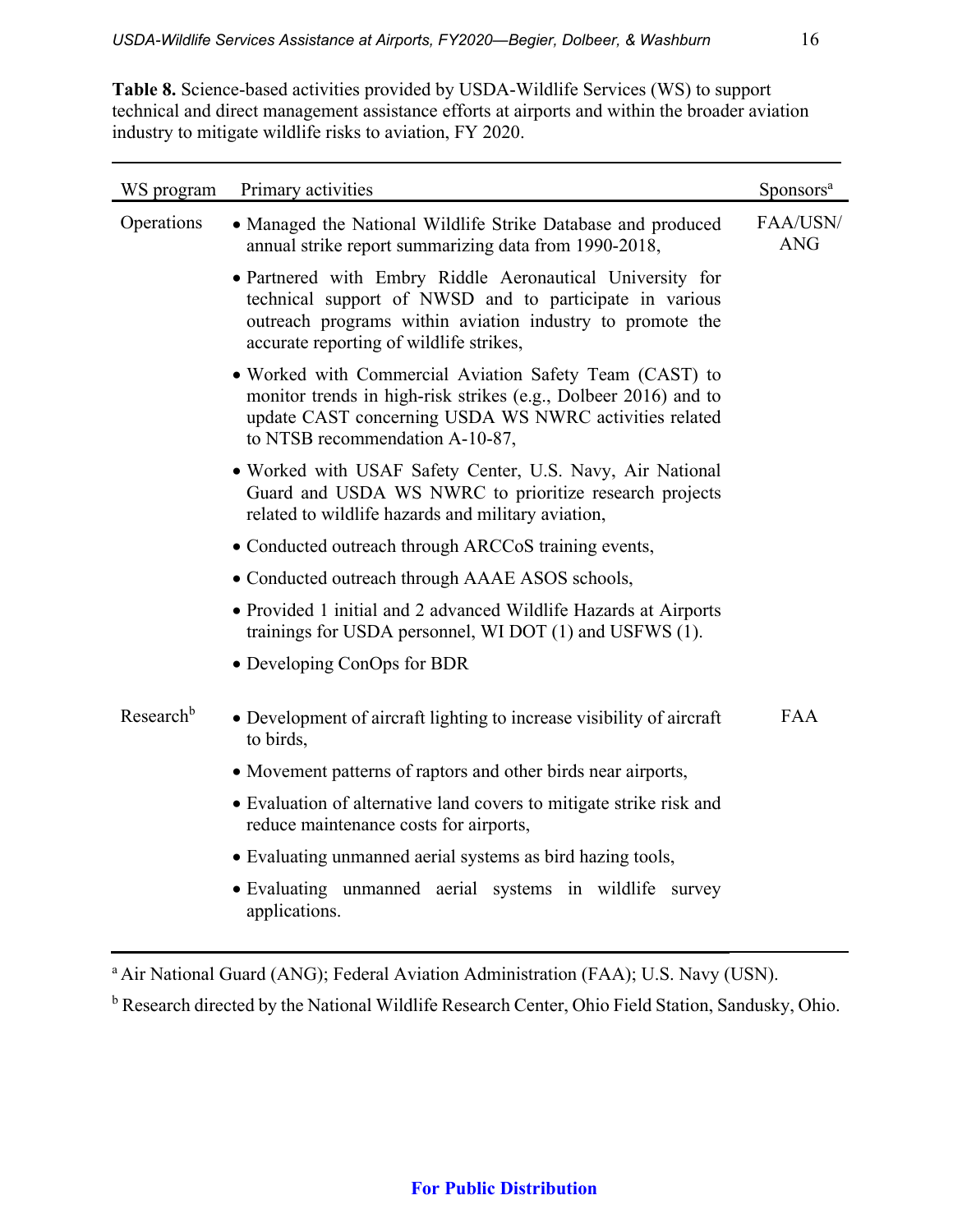**Table 8.** Science-based activities provided by USDA-Wildlife Services (WS) to support technical and direct management assistance efforts at airports and within the broader aviation industry to mitigate wildlife risks to aviation, FY 2020.

| WS program | Primary activities | Sponsors[a] |
|---|---|---|
| Operations | • Managed the National Wildlife Strike Database and produced annual strike report summarizing data from 1990-2018, | FAA/USN/ ANG |
| | • Partnered with Embry Riddle Aeronautical University for technical support of NWSD and to participate in various outreach programs within aviation industry to promote the accurate reporting of wildlife strikes, | |
| | • Worked with Commercial Aviation Safety Team (CAST) to monitor trends in high-risk strikes (e.g., Dolbeer 2016) and to update CAST concerning USDA WS NWRC activities related to NTSB recommendation A-10-87, | |
| | • Worked with USAF Safety Center, U.S. Navy, Air National Guard and USDA WS NWRC to prioritize research projects related to wildlife hazards and military aviation, | |
| | • Conducted outreach through ARCCoS training events, | |
| | • Conducted outreach through AAAE ASOS schools, | |
| | • Provided 1 initial and 2 advanced Wildlife Hazards at Airports trainings for USDA personnel, WI DOT (1) and USFWS (1). | |
| | • Developing ConOps for BDR | |
| Research[b] | • Development of aircraft lighting to increase visibility of aircraft to birds, | FAA |
| | • Movement patterns of raptors and other birds near airports, | |
| | • Evaluation of alternative land covers to mitigate strike risk and reduce maintenance costs for airports, | |
| | • Evaluating unmanned aerial systems as bird hazing tools, | |
| | • Evaluating unmanned aerial systems in wildlife survey applications. | |

[a] Air National Guard (ANG); Federal Aviation Administration (FAA); U.S. Navy (USN).

[b] Research directed by the National Wildlife Research Center, Ohio Field Station, Sandusky, Ohio.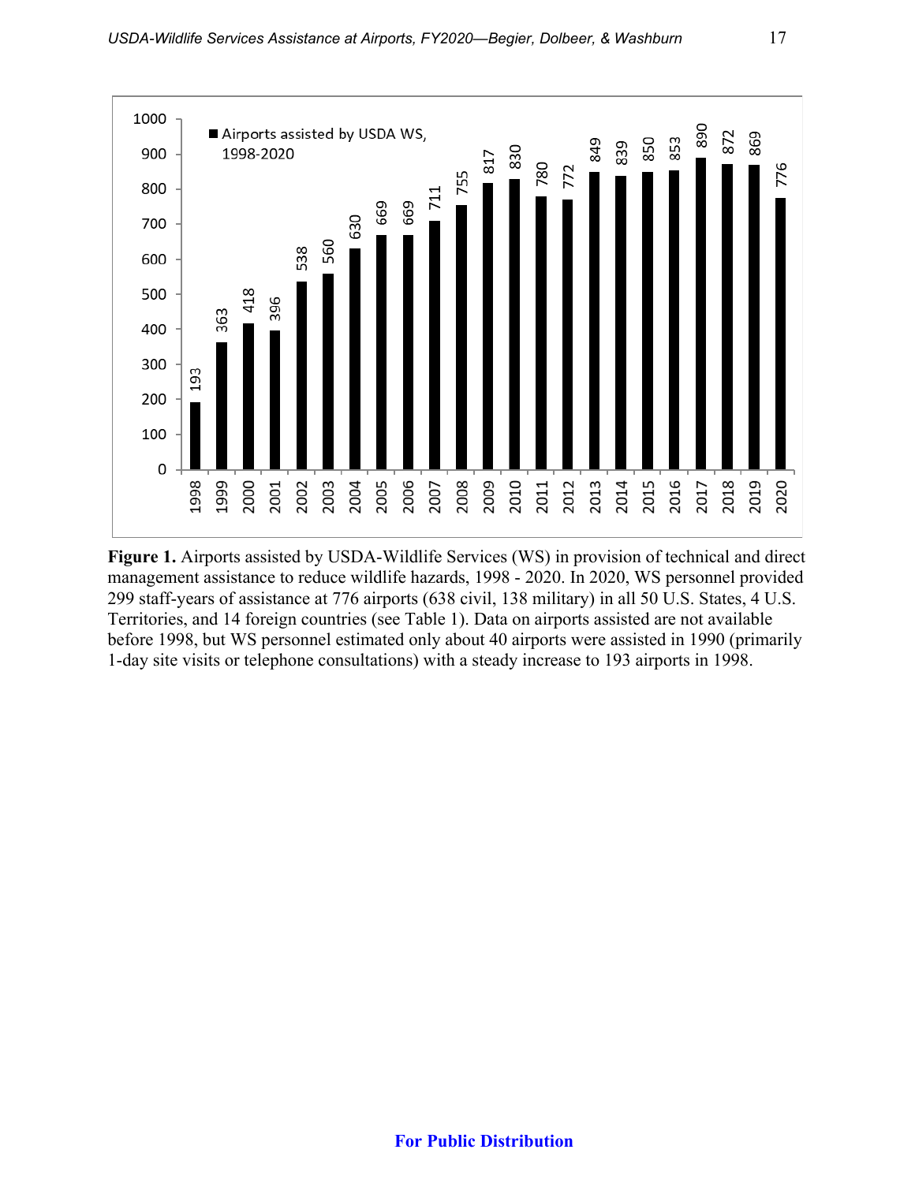**Figure 1.** Airports assisted by USDA-Wildlife Services (WS) in provision of technical and direct management assistance to reduce wildlife hazards, 1998 - 2020. In 2020, WS personnel provided 299 staff-years of assistance at 776 airports (638 civil, 138 military) in all 50 U.S. States, 4 U.S. Territories, and 14 foreign countries (see Table 1). Data on airports assisted are not available before 1998, but WS personnel estimated only about 40 airports were assisted in 1990 (primarily 1-day site visits or telephone consultations) with a steady increase to 193 airports in 1998.

For Public Distribution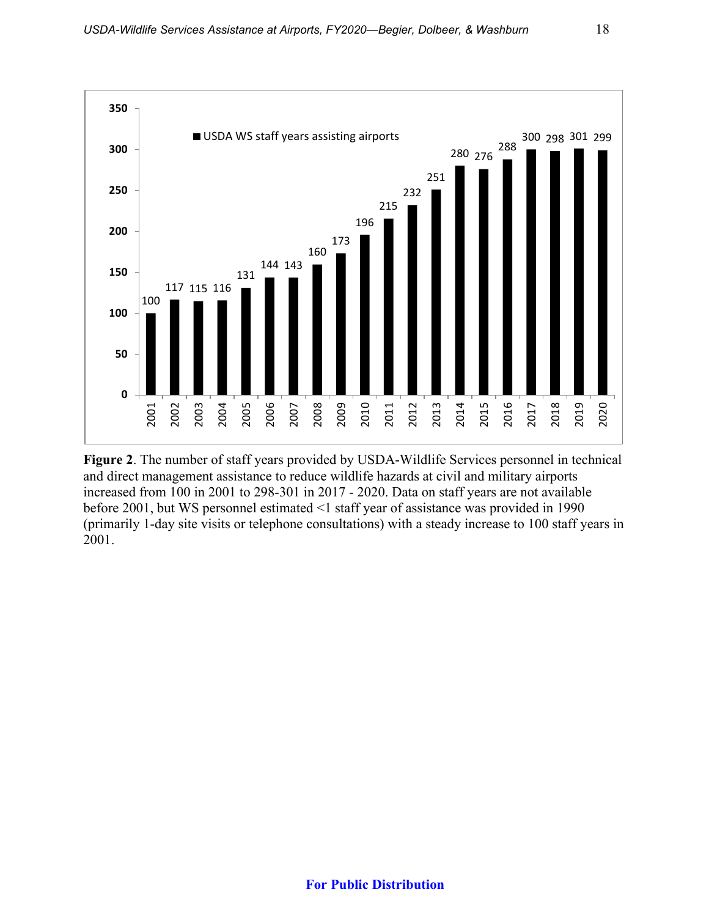| Year | USDA WS staff years assisting airports |
| --- | --- |
| 2001 | 100 |
| 2002 | 117 |
| 2003 | 115 |
| 2004 | 116 |
| 2005 | 131 |
| 2006 | 144 |
| 2007 | 143 |
| 2008 | 160 |
| 2009 | 173 |
| 2010 | 196 |
| 2011 | 215 |
| 2012 | 232 |
| 2013 | 251 |
| 2014 | 280 |
| 2015 | 276 |
| 2016 | 288 |
| 2017 | 300 |
| 2018 | 298 |
| 2019 | 301 |
| 2020 | 299 |

**Figure 2**. The number of staff years provided by USDA-Wildlife Services personnel in technical and direct management assistance to reduce wildlife hazards at civil and military airports increased from 100 in 2001 to 298-301 in 2017 - 2020. Data on staff years are not available before 2001, but WS personnel estimated <1 staff year of assistance was provided in 1990 (primarily 1-day site visits or telephone consultations) with a steady increase to 100 staff years in 2001.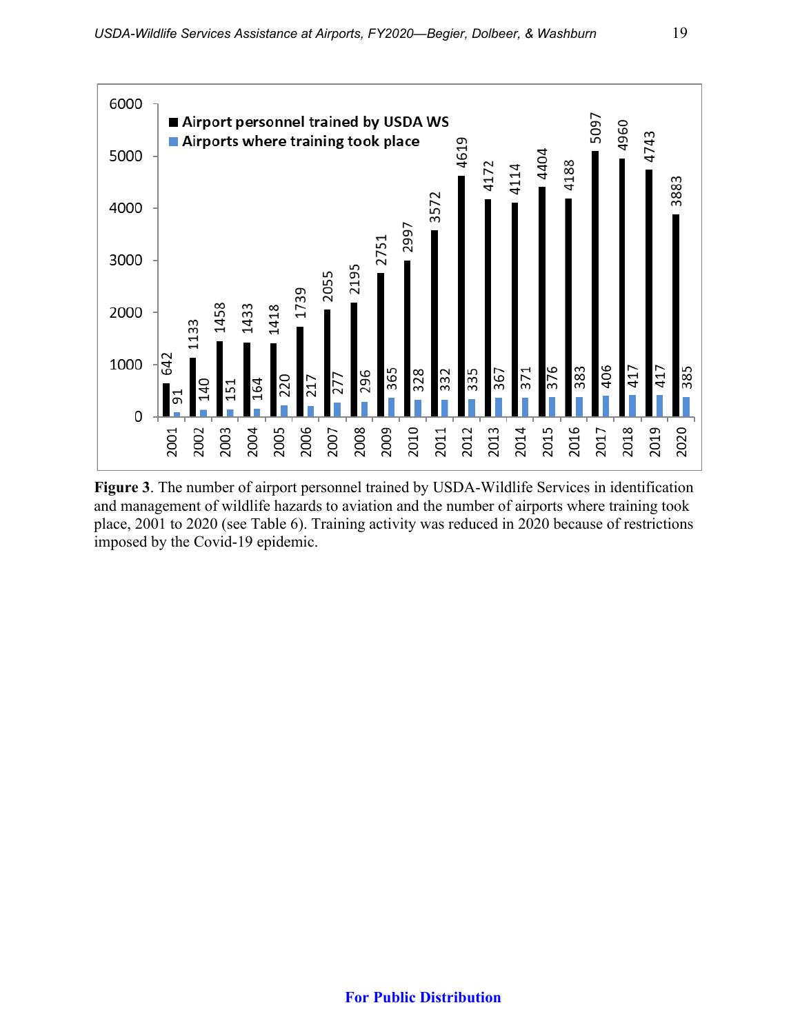| Year | Airport personnel trained by USDA WS | Airports where training took place |
| --- | --- | --- |
| 2001 | 642 | 91 |
| 2002 | 1133 | 140 |
| 2003 | 1458 | 151 |
| 2004 | 1433 | 164 |
| 2005 | 1418 | 220 |
| 2006 | 1739 | 217 |
| 2007 | 2055 | 277 |
| 2008 | 2195 | 296 |
| 2009 | 2751 | 365 |
| 2010 | 2997 | 328 |
| 2011 | 3572 | 332 |
| 2012 | 4619 | 335 |
| 2013 | 4172 | 367 |
| 2014 | 4114 | 371 |
| 2015 | 4404 | 376 |
| 2016 | 4188 | 383 |
| 2017 | 5097 | 406 |
| 2018 | 4960 | 417 |
| 2019 | 4743 | 417 |
| 2020 | 3883 | 385 |

**Figure 3**. The number of airport personnel trained by USDA-Wildlife Services in identification and management of wildlife hazards to aviation and the number of airports where training took place, 2001 to 2020 (see Table 6). Training activity was reduced in 2020 because of restrictions imposed by the Covid-19 epidemic.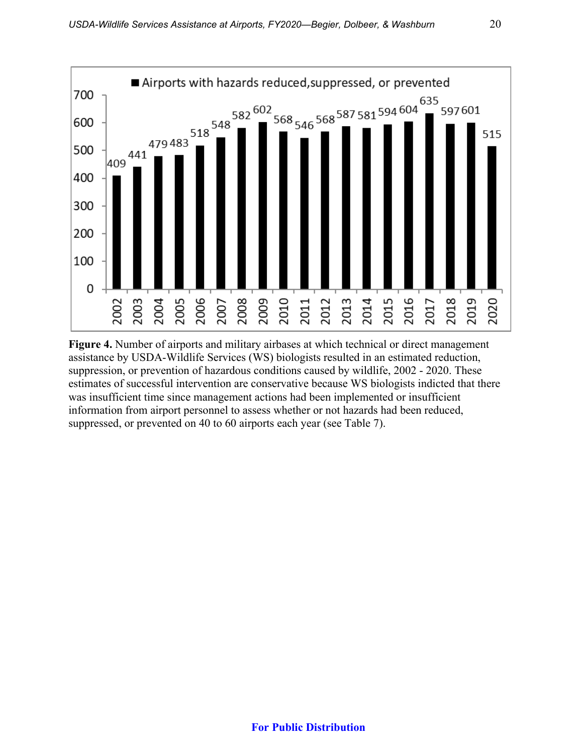Airports with hazards reduced,suppressed, or prevented

700
600
500
400
300
200
100
0

409 441 479 483 518 548 582 602 568 546 568 587 581 594 604 635 597 601 515

2002 2003 2004 2005 2006 2007 2008 2009 2010 2011 2012 2013 2014 2015 2016 2017 2018 2019 2020

**Figure 4.** Number of airports and military airbases at which technical or direct management assistance by USDA-Wildlife Services (WS) biologists resulted in an estimated reduction, suppression, or prevention of hazardous conditions caused by wildlife, 2002 - 2020. These estimates of successful intervention are conservative because WS biologists indicted that there was insufficient time since management actions had been implemented or insufficient information from airport personnel to assess whether or not hazards had been reduced, suppressed, or prevented on 40 to 60 airports each year (see Table 7).

For Public Distribution